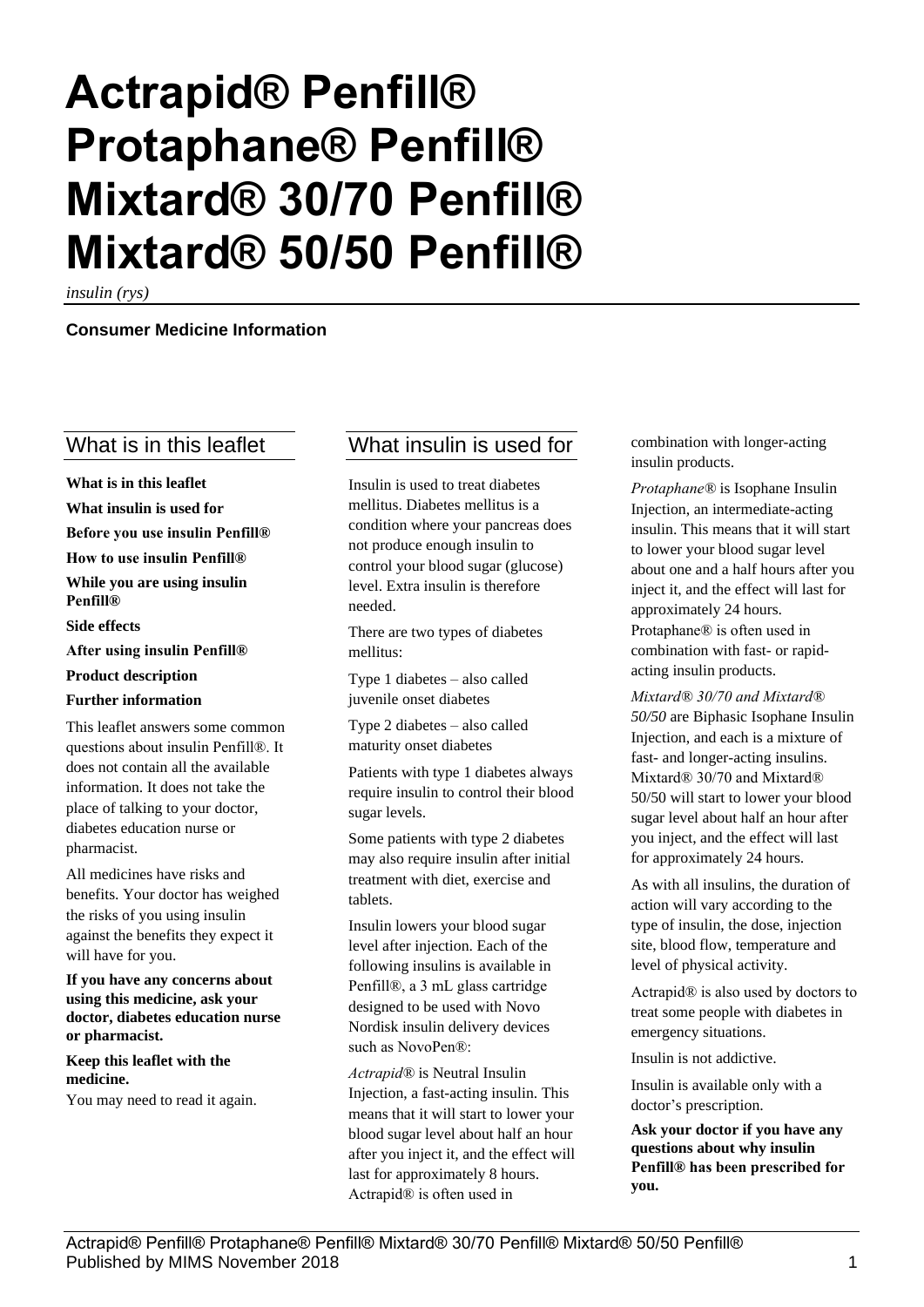# Actrapid® Penfill® Protaphane® Penfill® Mixtard® 30/70 Penfill® Mixtard® 50/50 Penfill®

*insulin (rys)*

**Consumer Medicine Information**

## What is in this leaflet

**What is in this leaflet**

**What insulin is used for**

**Before you use insulin Penfill®**

**How to use insulin Penfill®**

**While you are using insulin Penfill®**

**Side effects**

**After using insulin Penfill®**

**Product description**

**Further information**

This leaflet answers some common questions about insulin Penfill®. It does not contain all the available information. It does not take the place of talking to your doctor, diabetes education nurse or pharmacist.

All medicines have risks and benefits. Your doctor has weighed the risks of you using insulin against the benefits they expect it will have for you.

**If you have any concerns about using this medicine, ask your doctor, diabetes education nurse or pharmacist.**

**Keep this leaflet with the medicine.**

You may need to read it again.

## What insulin is used for

Insulin is used to treat diabetes mellitus. Diabetes mellitus is a condition where your pancreas does not produce enough insulin to control your blood sugar (glucose) level. Extra insulin is therefore needed.

There are two types of diabetes mellitus:

Type 1 diabetes – also called juvenile onset diabetes

Type 2 diabetes – also called maturity onset diabetes

Patients with type 1 diabetes always require insulin to control their blood sugar levels.

Some patients with type 2 diabetes may also require insulin after initial treatment with diet, exercise and tablets.

Insulin lowers your blood sugar level after injection. Each of the following insulins is available in Penfill®, a 3 mL glass cartridge designed to be used with Novo Nordisk insulin delivery devices such as NovoPen®:

*Actrapid®* is Neutral Insulin Injection, a fast-acting insulin. This means that it will start to lower your blood sugar level about half an hour after you inject it, and the effect will last for approximately 8 hours. Actrapid® is often used in combination with longer-acting insulin products.

*Protaphane®* is Isophane Insulin Injection, an intermediate-acting insulin. This means that it will start to lower your blood sugar level about one and a half hours after you inject it, and the effect will last for approximately 24 hours. Protaphane® is often used in combination with fast- or rapid-acting insulin products.

*Mixtard® 30/70 and Mixtard® 50/50* are Biphasic Isophane Insulin Injection, and each is a mixture of fast- and longer-acting insulins. Mixtard® 30/70 and Mixtard® 50/50 will start to lower your blood sugar level about half an hour after you inject, and the effect will last for approximately 24 hours.

As with all insulins, the duration of action will vary according to the type of insulin, the dose, injection site, blood flow, temperature and level of physical activity.

Actrapid® is also used by doctors to treat some people with diabetes in emergency situations.

Insulin is not addictive.

Insulin is available only with a doctor's prescription.

**Ask your doctor if you have any questions about why insulin Penfill® has been prescribed for you.**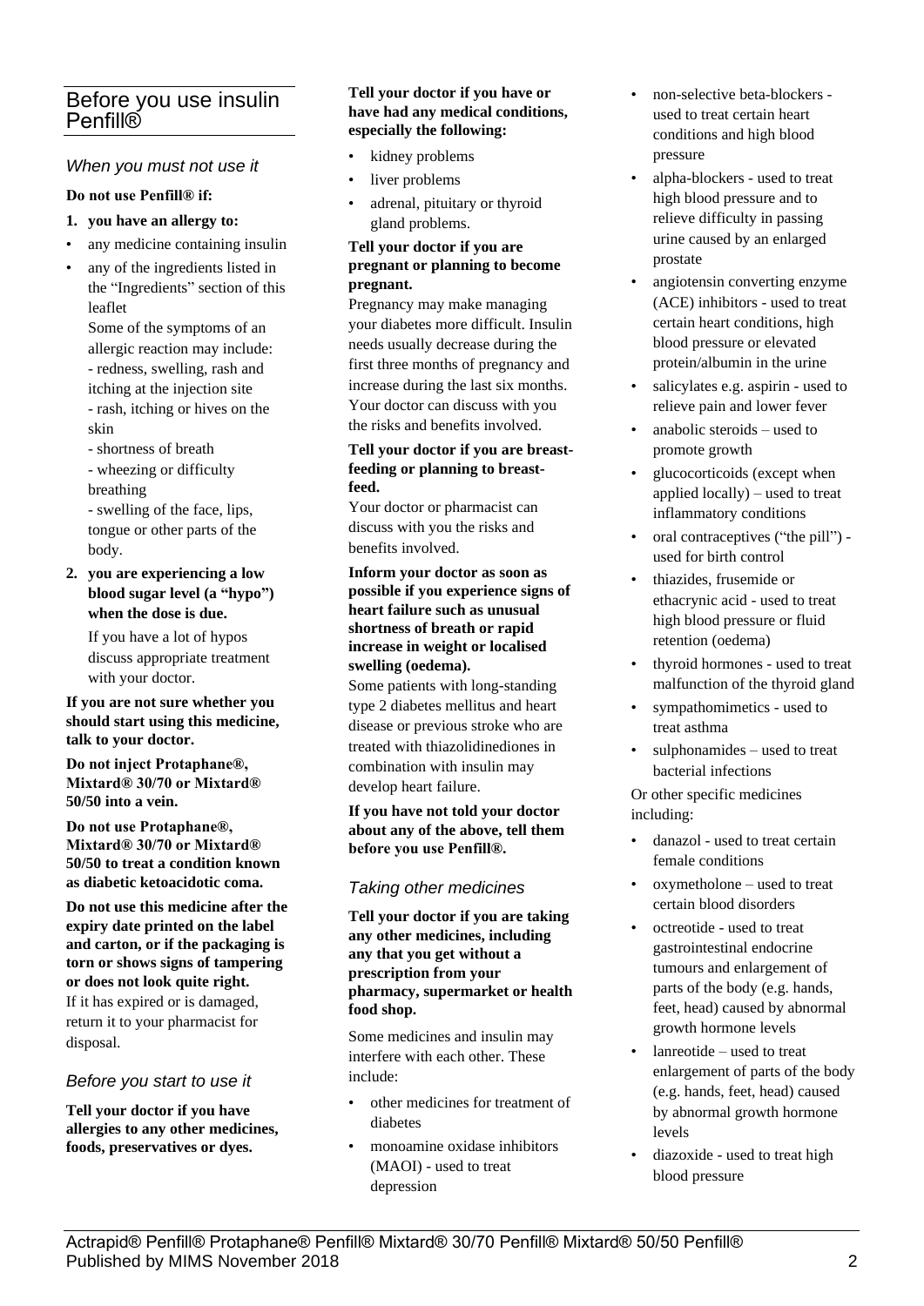## Before you use insulin Penfill®

### *When you must not use it*

**Do not use Penfill® if:**

1. **you have an allergy to:**

- any medicine containing insulin
- any of the ingredients listed in the "Ingredients" section of this leaflet

  Some of the symptoms of an allergic reaction may include:
  - redness, swelling, rash and itching at the injection site
  - rash, itching or hives on the skin
  - shortness of breath
  - wheezing or difficulty breathing
  - swelling of the face, lips, tongue or other parts of the body.

2. **you are experiencing a low blood sugar level (a "hypo") when the dose is due.**

   If you have a lot of hypos discuss appropriate treatment with your doctor.

**If you are not sure whether you should start using this medicine, talk to your doctor.**

**Do not inject Protaphane®, Mixtard® 30/70 or Mixtard® 50/50 into a vein.**

**Do not use Protaphane®, Mixtard® 30/70 or Mixtard® 50/50 to treat a condition known as diabetic ketoacidotic coma.**

**Do not use this medicine after the expiry date printed on the label and carton, or if the packaging is torn or shows signs of tampering or does not look quite right.**

If it has expired or is damaged, return it to your pharmacist for disposal.

### *Before you start to use it*

**Tell your doctor if you have allergies to any other medicines, foods, preservatives or dyes.**

**Tell your doctor if you have or have had any medical conditions, especially the following:**

- kidney problems
- liver problems
- adrenal, pituitary or thyroid gland problems.

**Tell your doctor if you are pregnant or planning to become pregnant.**

Pregnancy may make managing your diabetes more difficult. Insulin needs usually decrease during the first three months of pregnancy and increase during the last six months. Your doctor can discuss with you the risks and benefits involved.

**Tell your doctor if you are breast-feeding or planning to breast-feed.**

Your doctor or pharmacist can discuss with you the risks and benefits involved.

**Inform your doctor as soon as possible if you experience signs of heart failure such as unusual shortness of breath or rapid increase in weight or localised swelling (oedema).**

Some patients with long-standing type 2 diabetes mellitus and heart disease or previous stroke who are treated with thiazolidinediones in combination with insulin may develop heart failure.

**If you have not told your doctor about any of the above, tell them before you use Penfill®.**

### *Taking other medicines*

**Tell your doctor if you are taking any other medicines, including any that you get without a prescription from your pharmacy, supermarket or health food shop.**

Some medicines and insulin may interfere with each other. These include:

- other medicines for treatment of diabetes
- monoamine oxidase inhibitors (MAOI) - used to treat depression
- non-selective beta-blockers - used to treat certain heart conditions and high blood pressure
- alpha-blockers - used to treat high blood pressure and to relieve difficulty in passing urine caused by an enlarged prostate
- angiotensin converting enzyme (ACE) inhibitors - used to treat certain heart conditions, high blood pressure or elevated protein/albumin in the urine
- salicylates e.g. aspirin - used to relieve pain and lower fever
- anabolic steroids – used to promote growth
- glucocorticoids (except when applied locally) – used to treat inflammatory conditions
- oral contraceptives ("the pill") - used for birth control
- thiazides, frusemide or ethacrynic acid - used to treat high blood pressure or fluid retention (oedema)
- thyroid hormones - used to treat malfunction of the thyroid gland
- sympathomimetics - used to treat asthma
- sulphonamides – used to treat bacterial infections

Or other specific medicines including:

- danazol - used to treat certain female conditions
- oxymetholone – used to treat certain blood disorders
- octreotide - used to treat gastrointestinal endocrine tumours and enlargement of parts of the body (e.g. hands, feet, head) caused by abnormal growth hormone levels
- lanreotide – used to treat enlargement of parts of the body (e.g. hands, feet, head) caused by abnormal growth hormone levels
- diazoxide - used to treat high blood pressure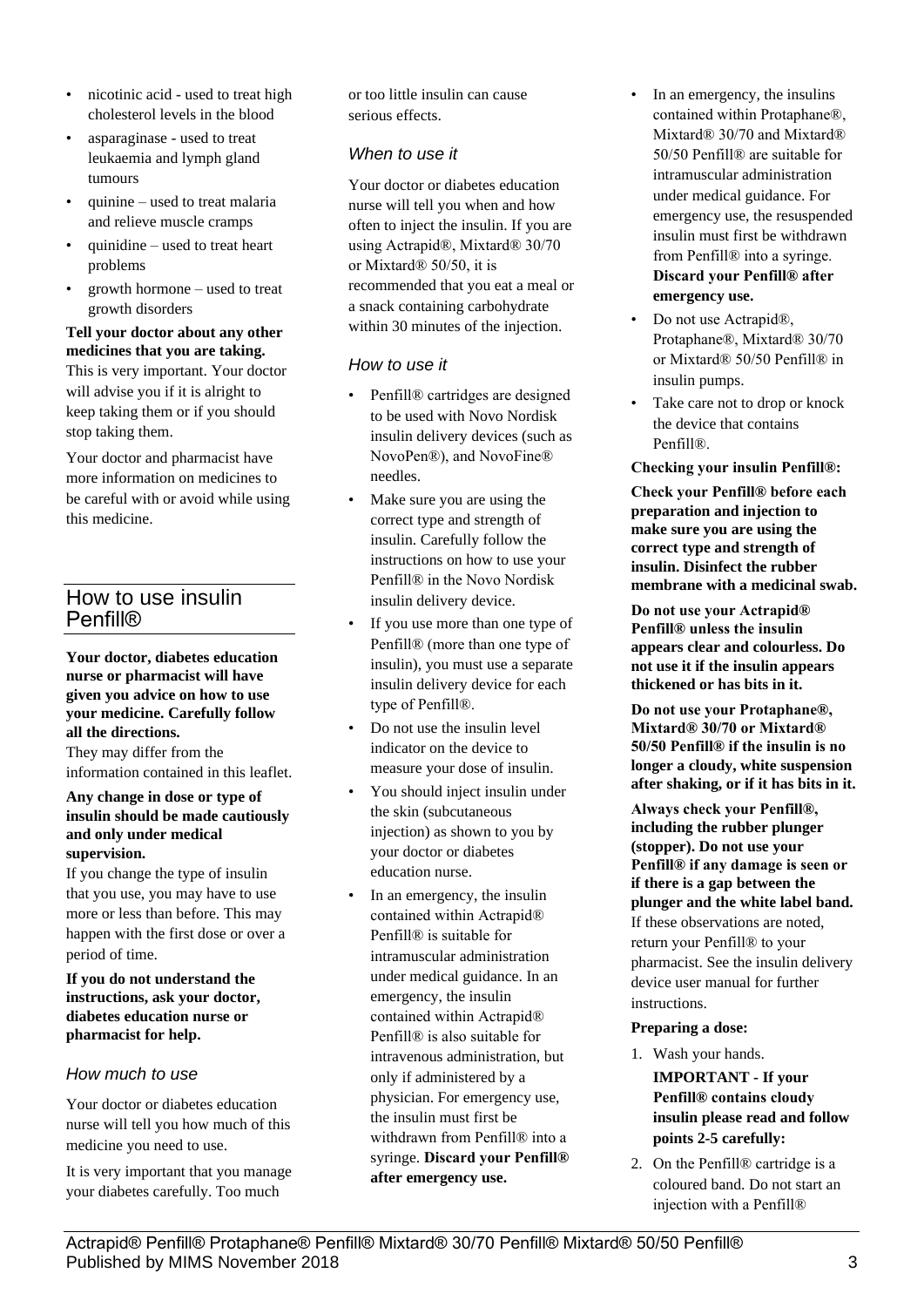- nicotinic acid - used to treat high cholesterol levels in the blood
- asparaginase - used to treat leukaemia and lymph gland tumours
- quinine – used to treat malaria and relieve muscle cramps
- quinidine – used to treat heart problems
- growth hormone – used to treat growth disorders

**Tell your doctor about any other medicines that you are taking.** This is very important. Your doctor will advise you if it is alright to keep taking them or if you should stop taking them.

Your doctor and pharmacist have more information on medicines to be careful with or avoid while using this medicine.

## How to use insulin Penfill®

**Your doctor, diabetes education nurse or pharmacist will have given you advice on how to use your medicine. Carefully follow all the directions.**
They may differ from the information contained in this leaflet.

**Any change in dose or type of insulin should be made cautiously and only under medical supervision.**
If you change the type of insulin that you use, you may have to use more or less than before. This may happen with the first dose or over a period of time.

**If you do not understand the instructions, ask your doctor, diabetes education nurse or pharmacist for help.**

### *How much to use*

Your doctor or diabetes education nurse will tell you how much of this medicine you need to use.

It is very important that you manage your diabetes carefully. Too much or too little insulin can cause serious effects.

### *When to use it*

Your doctor or diabetes education nurse will tell you when and how often to inject the insulin. If you are using Actrapid®, Mixtard® 30/70 or Mixtard® 50/50, it is recommended that you eat a meal or a snack containing carbohydrate within 30 minutes of the injection.

### *How to use it*

- Penfill® cartridges are designed to be used with Novo Nordisk insulin delivery devices (such as NovoPen®), and NovoFine® needles.
- Make sure you are using the correct type and strength of insulin. Carefully follow the instructions on how to use your Penfill® in the Novo Nordisk insulin delivery device.
- If you use more than one type of Penfill® (more than one type of insulin), you must use a separate insulin delivery device for each type of Penfill®.
- Do not use the insulin level indicator on the device to measure your dose of insulin.
- You should inject insulin under the skin (subcutaneous injection) as shown to you by your doctor or diabetes education nurse.
- In an emergency, the insulin contained within Actrapid® Penfill® is suitable for intramuscular administration under medical guidance. In an emergency, the insulin contained within Actrapid® Penfill® is also suitable for intravenous administration, but only if administered by a physician. For emergency use, the insulin must first be withdrawn from Penfill® into a syringe. **Discard your Penfill® after emergency use.**
- In an emergency, the insulins contained within Protaphane®, Mixtard® 30/70 and Mixtard® 50/50 Penfill® are suitable for intramuscular administration under medical guidance. For emergency use, the resuspended insulin must first be withdrawn from Penfill® into a syringe. **Discard your Penfill® after emergency use.**
- Do not use Actrapid®, Protaphane®, Mixtard® 30/70 or Mixtard® 50/50 Penfill® in insulin pumps.
- Take care not to drop or knock the device that contains Penfill®.

**Checking your insulin Penfill®:**

**Check your Penfill® before each preparation and injection to make sure you are using the correct type and strength of insulin. Disinfect the rubber membrane with a medicinal swab.**

**Do not use your Actrapid® Penfill® unless the insulin appears clear and colourless. Do not use it if the insulin appears thickened or has bits in it.**

**Do not use your Protaphane®, Mixtard® 30/70 or Mixtard® 50/50 Penfill® if the insulin is no longer a cloudy, white suspension after shaking, or if it has bits in it.**

**Always check your Penfill®, including the rubber plunger (stopper). Do not use your Penfill® if any damage is seen or if there is a gap between the plunger and the white label band.** If these observations are noted, return your Penfill® to your pharmacist. See the insulin delivery device user manual for further instructions.

**Preparing a dose:**

1. Wash your hands.

   **IMPORTANT - If your Penfill® contains cloudy insulin please read and follow points 2-5 carefully:**

2. On the Penfill® cartridge is a coloured band. Do not start an injection with a Penfill®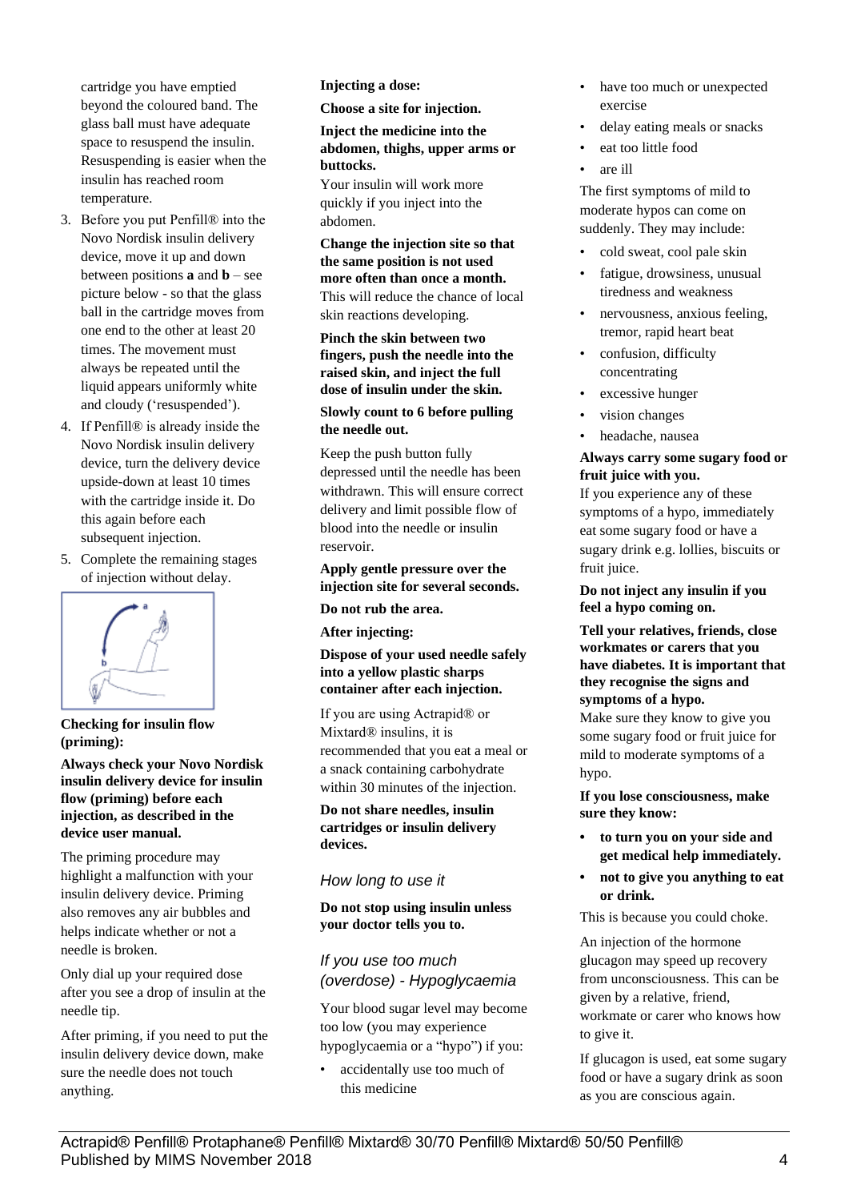cartridge you have emptied beyond the coloured band. The glass ball must have adequate space to resuspend the insulin. Resuspending is easier when the insulin has reached room temperature.

3. Before you put Penfill® into the Novo Nordisk insulin delivery device, move it up and down between positions **a** and **b** – see picture below - so that the glass ball in the cartridge moves from one end to the other at least 20 times. The movement must always be repeated until the liquid appears uniformly white and cloudy (‘resuspended’).
4. If Penfill® is already inside the Novo Nordisk insulin delivery device, turn the delivery device upside-down at least 10 times with the cartridge inside it. Do this again before each subsequent injection.
5. Complete the remaining stages of injection without delay.

**Checking for insulin flow (priming):**

**Always check your Novo Nordisk insulin delivery device for insulin flow (priming) before each injection, as described in the device user manual.**

The priming procedure may highlight a malfunction with your insulin delivery device. Priming also removes any air bubbles and helps indicate whether or not a needle is broken.

Only dial up your required dose after you see a drop of insulin at the needle tip.

After priming, if you need to put the insulin delivery device down, make sure the needle does not touch anything.

**Injecting a dose:**

**Choose a site for injection.**

**Inject the medicine into the abdomen, thighs, upper arms or buttocks.**

Your insulin will work more quickly if you inject into the abdomen.

**Change the injection site so that the same position is not used more often than once a month.**

This will reduce the chance of local skin reactions developing.

**Pinch the skin between two fingers, push the needle into the raised skin, and inject the full dose of insulin under the skin.**

**Slowly count to 6 before pulling the needle out.**

Keep the push button fully depressed until the needle has been withdrawn. This will ensure correct delivery and limit possible flow of blood into the needle or insulin reservoir.

**Apply gentle pressure over the injection site for several seconds.**

**Do not rub the area.**

**After injecting:**

**Dispose of your used needle safely into a yellow plastic sharps container after each injection.**

If you are using Actrapid® or Mixtard® insulins, it is recommended that you eat a meal or a snack containing carbohydrate within 30 minutes of the injection.

**Do not share needles, insulin cartridges or insulin delivery devices.**

### *How long to use it*

**Do not stop using insulin unless your doctor tells you to.**

### *If you use too much (overdose) - Hypoglycaemia*

Your blood sugar level may become too low (you may experience hypoglycaemia or a “hypo”) if you:

- accidentally use too much of this medicine
- have too much or unexpected exercise
- delay eating meals or snacks
- eat too little food
- are ill

The first symptoms of mild to moderate hypos can come on suddenly. They may include:

- cold sweat, cool pale skin
- fatigue, drowsiness, unusual tiredness and weakness
- nervousness, anxious feeling, tremor, rapid heart beat
- confusion, difficulty concentrating
- excessive hunger
- vision changes
- headache, nausea

**Always carry some sugary food or fruit juice with you.**

If you experience any of these symptoms of a hypo, immediately eat some sugary food or have a sugary drink e.g. lollies, biscuits or fruit juice.

**Do not inject any insulin if you feel a hypo coming on.**

**Tell your relatives, friends, close workmates or carers that you have diabetes. It is important that they recognise the signs and symptoms of a hypo.**

Make sure they know to give you some sugary food or fruit juice for mild to moderate symptoms of a hypo.

**If you lose consciousness, make sure they know:**

- **to turn you on your side and get medical help immediately.**
- **not to give you anything to eat or drink.**

This is because you could choke.

An injection of the hormone glucagon may speed up recovery from unconsciousness. This can be given by a relative, friend, workmate or carer who knows how to give it.

If glucagon is used, eat some sugary food or have a sugary drink as soon as you are conscious again.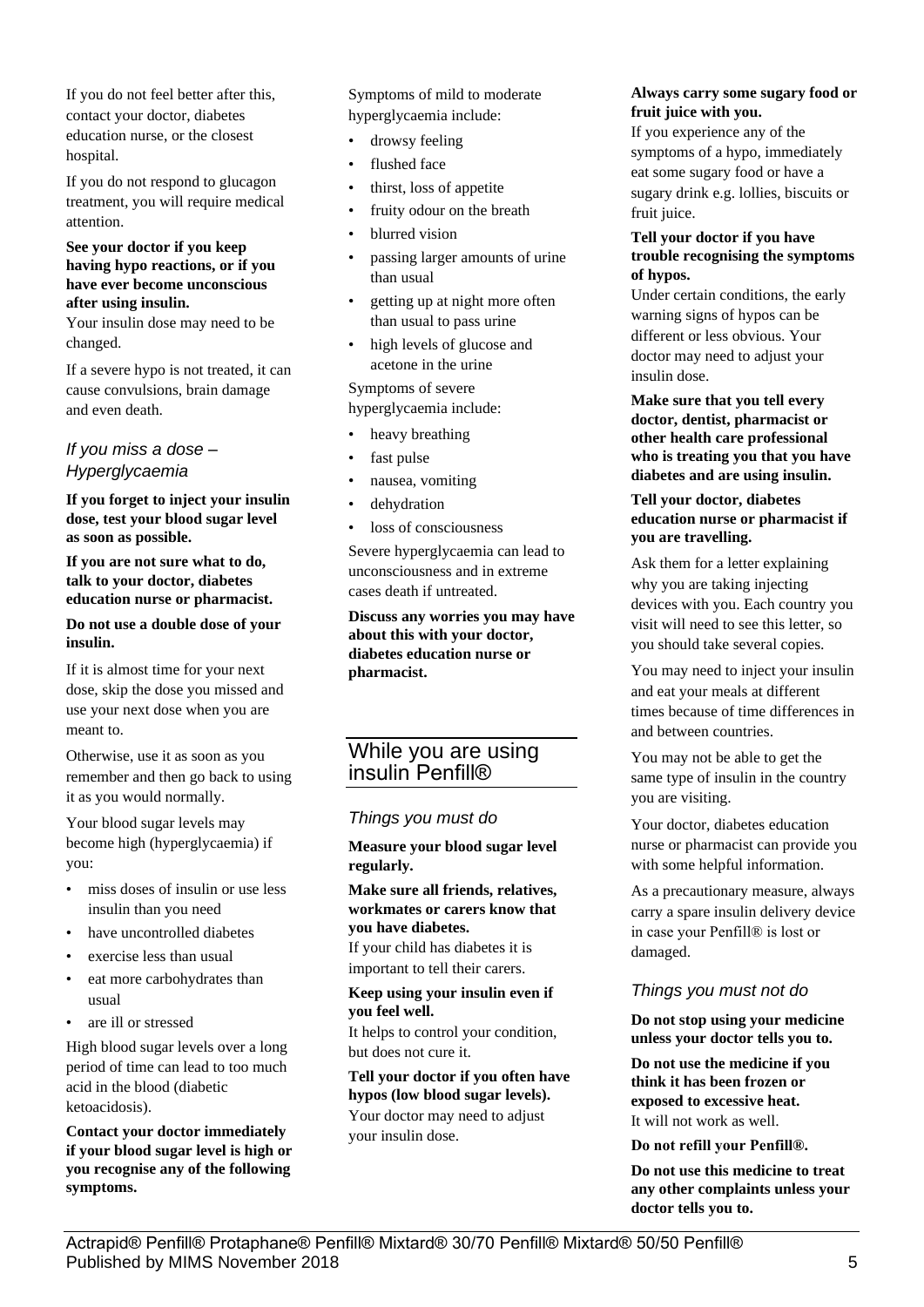If you do not feel better after this, contact your doctor, diabetes education nurse, or the closest hospital.

If you do not respond to glucagon treatment, you will require medical attention.

**See your doctor if you keep having hypo reactions, or if you have ever become unconscious after using insulin.**
Your insulin dose may need to be changed.

If a severe hypo is not treated, it can cause convulsions, brain damage and even death.

### *If you miss a dose – Hyperglycaemia*

**If you forget to inject your insulin dose, test your blood sugar level as soon as possible.**

**If you are not sure what to do, talk to your doctor, diabetes education nurse or pharmacist.**

**Do not use a double dose of your insulin.**

If it is almost time for your next dose, skip the dose you missed and use your next dose when you are meant to.

Otherwise, use it as soon as you remember and then go back to using it as you would normally.

Your blood sugar levels may become high (hyperglycaemia) if you:

- miss doses of insulin or use less insulin than you need
- have uncontrolled diabetes
- exercise less than usual
- eat more carbohydrates than usual
- are ill or stressed

High blood sugar levels over a long period of time can lead to too much acid in the blood (diabetic ketoacidosis).

**Contact your doctor immediately if your blood sugar level is high or you recognise any of the following symptoms.**

Symptoms of mild to moderate hyperglycaemia include:

- drowsy feeling
- flushed face
- thirst, loss of appetite
- fruity odour on the breath
- blurred vision
- passing larger amounts of urine than usual
- getting up at night more often than usual to pass urine
- high levels of glucose and acetone in the urine

Symptoms of severe hyperglycaemia include:

- heavy breathing
- fast pulse
- nausea, vomiting
- dehydration
- loss of consciousness

Severe hyperglycaemia can lead to unconsciousness and in extreme cases death if untreated.

**Discuss any worries you may have about this with your doctor, diabetes education nurse or pharmacist.**

## While you are using insulin Penfill®

### *Things you must do*

**Measure your blood sugar level regularly.**

**Make sure all friends, relatives, workmates or carers know that you have diabetes.**
If your child has diabetes it is important to tell their carers.

**Keep using your insulin even if you feel well.**
It helps to control your condition, but does not cure it.

**Tell your doctor if you often have hypos (low blood sugar levels).**
Your doctor may need to adjust your insulin dose.

**Always carry some sugary food or fruit juice with you.**
If you experience any of the symptoms of a hypo, immediately eat some sugary food or have a sugary drink e.g. lollies, biscuits or fruit juice.

**Tell your doctor if you have trouble recognising the symptoms of hypos.**
Under certain conditions, the early warning signs of hypos can be different or less obvious. Your doctor may need to adjust your insulin dose.

**Make sure that you tell every doctor, dentist, pharmacist or other health care professional who is treating you that you have diabetes and are using insulin.**

**Tell your doctor, diabetes education nurse or pharmacist if you are travelling.**

Ask them for a letter explaining why you are taking injecting devices with you. Each country you visit will need to see this letter, so you should take several copies.

You may need to inject your insulin and eat your meals at different times because of time differences in and between countries.

You may not be able to get the same type of insulin in the country you are visiting.

Your doctor, diabetes education nurse or pharmacist can provide you with some helpful information.

As a precautionary measure, always carry a spare insulin delivery device in case your Penfill® is lost or damaged.

### *Things you must not do*

**Do not stop using your medicine unless your doctor tells you to.**

**Do not use the medicine if you think it has been frozen or exposed to excessive heat.**
It will not work as well.

**Do not refill your Penfill®.**

**Do not use this medicine to treat any other complaints unless your doctor tells you to.**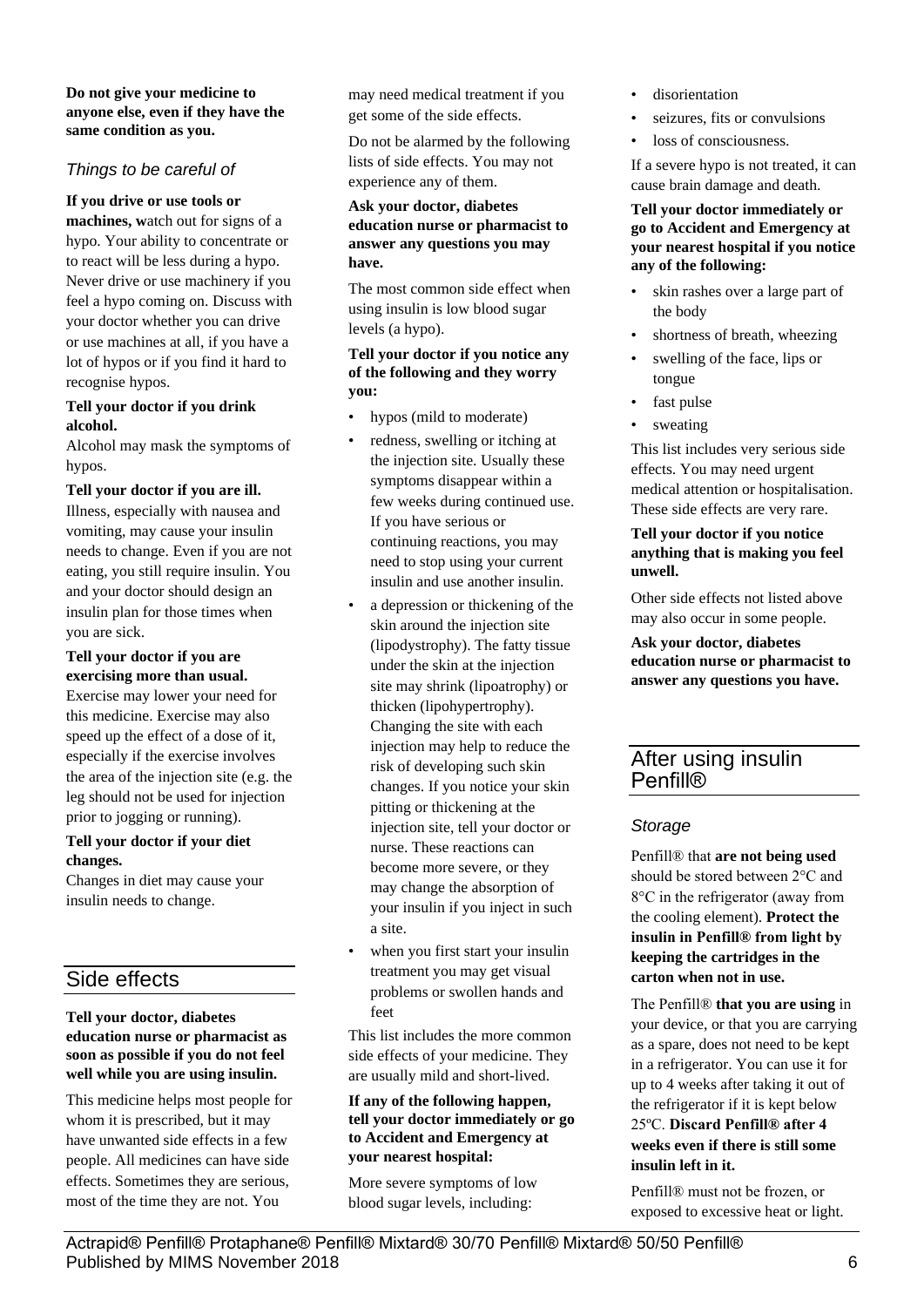**Do not give your medicine to anyone else, even if they have the same condition as you.**

### *Things to be careful of*

**If you drive or use tools or machines, w**atch out for signs of a hypo. Your ability to concentrate or to react will be less during a hypo. Never drive or use machinery if you feel a hypo coming on. Discuss with your doctor whether you can drive or use machines at all, if you have a lot of hypos or if you find it hard to recognise hypos.

**Tell your doctor if you drink alcohol.**

Alcohol may mask the symptoms of hypos.

**Tell your doctor if you are ill.**

Illness, especially with nausea and vomiting, may cause your insulin needs to change. Even if you are not eating, you still require insulin. You and your doctor should design an insulin plan for those times when you are sick.

**Tell your doctor if you are exercising more than usual.**

Exercise may lower your need for this medicine. Exercise may also speed up the effect of a dose of it, especially if the exercise involves the area of the injection site (e.g. the leg should not be used for injection prior to jogging or running).

**Tell your doctor if your diet changes.**

Changes in diet may cause your insulin needs to change.

## Side effects

**Tell your doctor, diabetes education nurse or pharmacist as soon as possible if you do not feel well while you are using insulin.**

This medicine helps most people for whom it is prescribed, but it may have unwanted side effects in a few people. All medicines can have side effects. Sometimes they are serious, most of the time they are not. You may need medical treatment if you get some of the side effects.

Do not be alarmed by the following lists of side effects. You may not experience any of them.

**Ask your doctor, diabetes education nurse or pharmacist to answer any questions you may have.**

The most common side effect when using insulin is low blood sugar levels (a hypo).

**Tell your doctor if you notice any of the following and they worry you:**

- hypos (mild to moderate)
- redness, swelling or itching at the injection site. Usually these symptoms disappear within a few weeks during continued use. If you have serious or continuing reactions, you may need to stop using your current insulin and use another insulin.
- a depression or thickening of the skin around the injection site (lipodystrophy). The fatty tissue under the skin at the injection site may shrink (lipoatrophy) or thicken (lipohypertrophy). Changing the site with each injection may help to reduce the risk of developing such skin changes. If you notice your skin pitting or thickening at the injection site, tell your doctor or nurse. These reactions can become more severe, or they may change the absorption of your insulin if you inject in such a site.
- when you first start your insulin treatment you may get visual problems or swollen hands and feet

This list includes the more common side effects of your medicine. They are usually mild and short-lived.

**If any of the following happen, tell your doctor immediately or go to Accident and Emergency at your nearest hospital:**

More severe symptoms of low blood sugar levels, including:

- disorientation
- seizures, fits or convulsions
- loss of consciousness.

If a severe hypo is not treated, it can cause brain damage and death.

**Tell your doctor immediately or go to Accident and Emergency at your nearest hospital if you notice any of the following:**

- skin rashes over a large part of the body
- shortness of breath, wheezing
- swelling of the face, lips or tongue
- fast pulse
- sweating

This list includes very serious side effects. You may need urgent medical attention or hospitalisation. These side effects are very rare.

**Tell your doctor if you notice anything that is making you feel unwell.**

Other side effects not listed above may also occur in some people.

**Ask your doctor, diabetes education nurse or pharmacist to answer any questions you have.**

## After using insulin Penfill®

### *Storage*

Penfill® that **are not being used** should be stored between 2°C and 8°C in the refrigerator (away from the cooling element). **Protect the insulin in Penfill® from light by keeping the cartridges in the carton when not in use.**

The Penfill® **that you are using** in your device, or that you are carrying as a spare, does not need to be kept in a refrigerator. You can use it for up to 4 weeks after taking it out of the refrigerator if it is kept below 25ºC. **Discard Penfill® after 4 weeks even if there is still some insulin left in it.**

Penfill® must not be frozen, or exposed to excessive heat or light.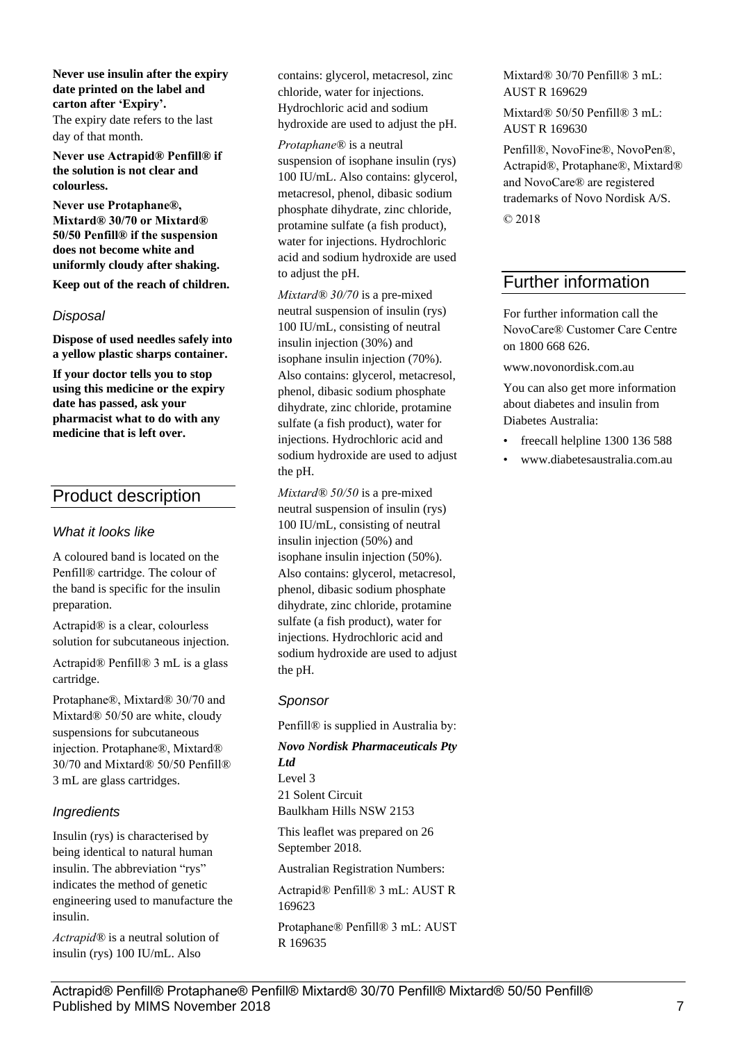**Never use insulin after the expiry date printed on the label and carton after 'Expiry'.**

The expiry date refers to the last day of that month.

**Never use Actrapid® Penfill® if the solution is not clear and colourless.**

**Never use Protaphane®, Mixtard® 30/70 or Mixtard® 50/50 Penfill® if the suspension does not become white and uniformly cloudy after shaking.**

**Keep out of the reach of children.**

### Disposal

**Dispose of used needles safely into a yellow plastic sharps container.**

**If your doctor tells you to stop using this medicine or the expiry date has passed, ask your pharmacist what to do with any medicine that is left over.**

## Product description

### What it looks like

A coloured band is located on the Penfill® cartridge. The colour of the band is specific for the insulin preparation.

Actrapid® is a clear, colourless solution for subcutaneous injection.

Actrapid® Penfill® 3 mL is a glass cartridge.

Protaphane®, Mixtard® 30/70 and Mixtard® 50/50 are white, cloudy suspensions for subcutaneous injection. Protaphane®, Mixtard® 30/70 and Mixtard® 50/50 Penfill® 3 mL are glass cartridges.

### Ingredients

Insulin (rys) is characterised by being identical to natural human insulin. The abbreviation "rys" indicates the method of genetic engineering used to manufacture the insulin.

*Actrapid®* is a neutral solution of insulin (rys) 100 IU/mL. Also contains: glycerol, metacresol, zinc chloride, water for injections. Hydrochloric acid and sodium hydroxide are used to adjust the pH.

*Protaphane®* is a neutral suspension of isophane insulin (rys) 100 IU/mL. Also contains: glycerol, metacresol, phenol, dibasic sodium phosphate dihydrate, zinc chloride, protamine sulfate (a fish product), water for injections. Hydrochloric acid and sodium hydroxide are used to adjust the pH.

*Mixtard® 30/70* is a pre-mixed neutral suspension of insulin (rys) 100 IU/mL, consisting of neutral insulin injection (30%) and isophane insulin injection (70%). Also contains: glycerol, metacresol, phenol, dibasic sodium phosphate dihydrate, zinc chloride, protamine sulfate (a fish product), water for injections. Hydrochloric acid and sodium hydroxide are used to adjust the pH.

*Mixtard® 50/50* is a pre-mixed neutral suspension of insulin (rys) 100 IU/mL, consisting of neutral insulin injection (50%) and isophane insulin injection (50%). Also contains: glycerol, metacresol, phenol, dibasic sodium phosphate dihydrate, zinc chloride, protamine sulfate (a fish product), water for injections. Hydrochloric acid and sodium hydroxide are used to adjust the pH.

### Sponsor

Penfill® is supplied in Australia by:

***Novo Nordisk Pharmaceuticals Pty Ltd***
Level 3
21 Solent Circuit
Baulkham Hills NSW 2153

This leaflet was prepared on 26 September 2018.

Australian Registration Numbers:

Actrapid® Penfill® 3 mL: AUST R 169623

Protaphane® Penfill® 3 mL: AUST R 169635

Mixtard® 30/70 Penfill® 3 mL: AUST R 169629

Mixtard® 50/50 Penfill® 3 mL: AUST R 169630

Penfill®, NovoFine®, NovoPen®, Actrapid®, Protaphane®, Mixtard® and NovoCare® are registered trademarks of Novo Nordisk A/S.

© 2018

## Further information

For further information call the NovoCare® Customer Care Centre on 1800 668 626.

www.novonordisk.com.au

You can also get more information about diabetes and insulin from Diabetes Australia:

- freecall helpline 1300 136 588
- www.diabetesaustralia.com.au